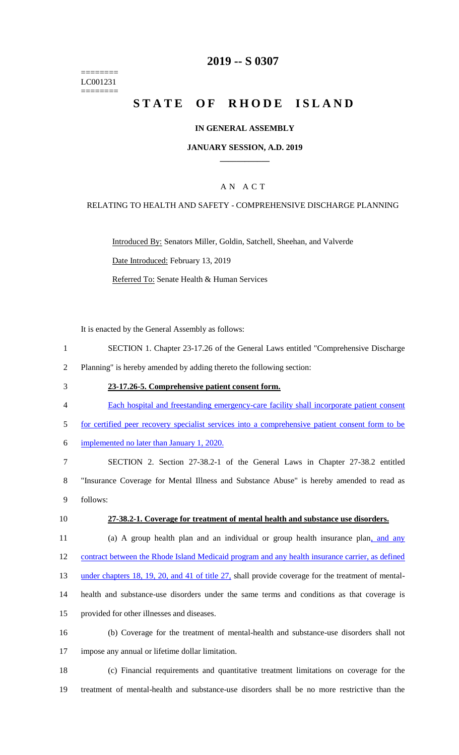========
LC001231
========

# 2019 -- S 0307

# STATE OF RHODE ISLAND

## IN GENERAL ASSEMBLY

## JANUARY SESSION, A.D. 2019

## AN ACT

RELATING TO HEALTH AND SAFETY - COMPREHENSIVE DISCHARGE PLANNING

Introduced By: Senators Miller, Goldin, Satchell, Sheehan, and Valverde

Date Introduced: February 13, 2019

Referred To: Senate Health & Human Services

It is enacted by the General Assembly as follows:

1 SECTION 1. Chapter 23-17.26 of the General Laws entitled "Comprehensive Discharge
2 Planning" is hereby amended by adding thereto the following section:

3 **23-17.26-5. Comprehensive patient consent form.**

4 Each hospital and freestanding emergency-care facility shall incorporate patient consent
5 for certified peer recovery specialist services into a comprehensive patient consent form to be
6 implemented no later than January 1, 2020.

7 SECTION 2. Section 27-38.2-1 of the General Laws in Chapter 27-38.2 entitled
8 "Insurance Coverage for Mental Illness and Substance Abuse" is hereby amended to read as
9 follows:

10 **27-38.2-1. Coverage for treatment of mental health and substance use disorders.**

11 (a) A group health plan and an individual or group health insurance plan, and any
12 contract between the Rhode Island Medicaid program and any health insurance carrier, as defined
13 under chapters 18, 19, 20, and 41 of title 27, shall provide coverage for the treatment of mental-
14 health and substance-use disorders under the same terms and conditions as that coverage is
15 provided for other illnesses and diseases.

16 (b) Coverage for the treatment of mental-health and substance-use disorders shall not
17 impose any annual or lifetime dollar limitation.

18 (c) Financial requirements and quantitative treatment limitations on coverage for the
19 treatment of mental-health and substance-use disorders shall be no more restrictive than the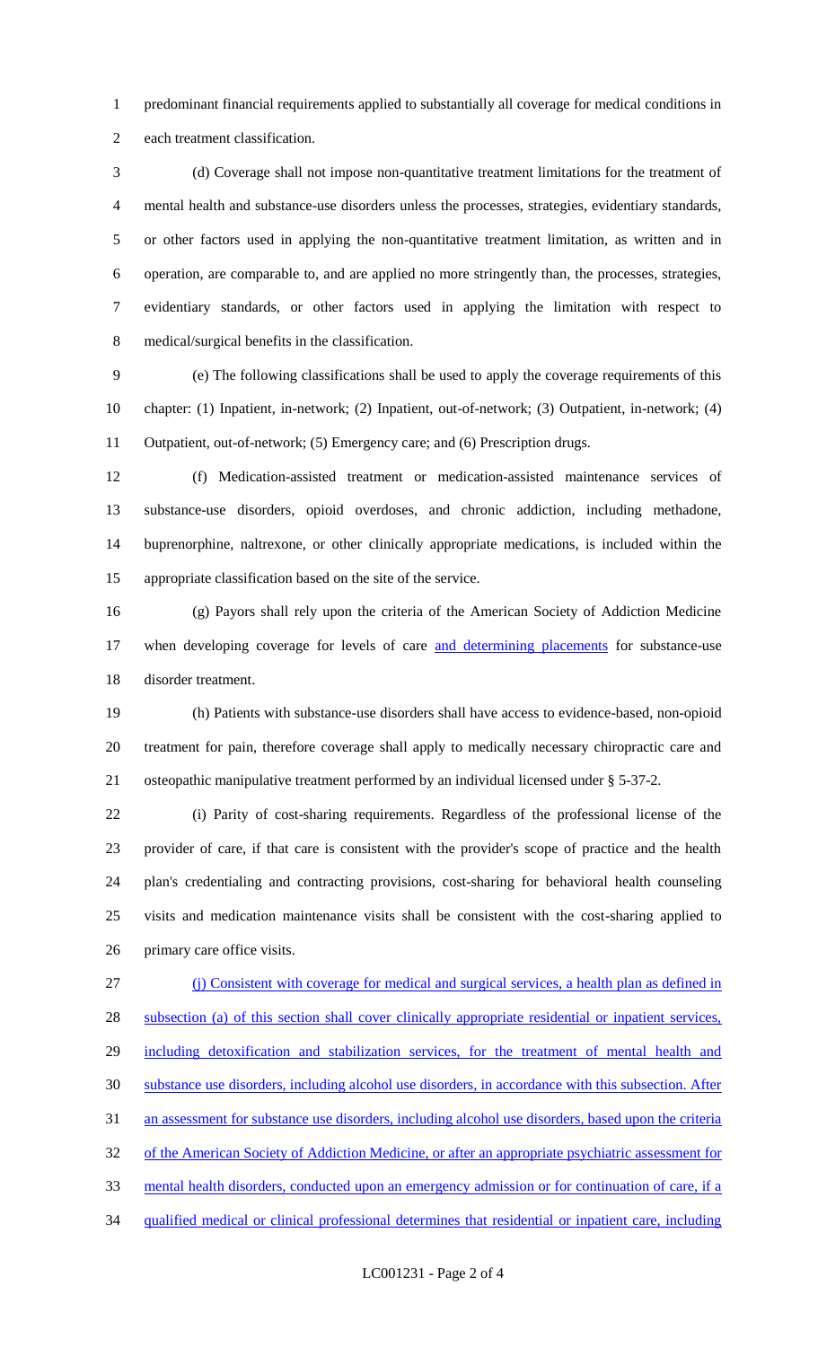predominant financial requirements applied to substantially all coverage for medical conditions in each treatment classification.

(d) Coverage shall not impose non-quantitative treatment limitations for the treatment of mental health and substance-use disorders unless the processes, strategies, evidentiary standards, or other factors used in applying the non-quantitative treatment limitation, as written and in operation, are comparable to, and are applied no more stringently than, the processes, strategies, evidentiary standards, or other factors used in applying the limitation with respect to medical/surgical benefits in the classification.

(e) The following classifications shall be used to apply the coverage requirements of this chapter: (1) Inpatient, in-network; (2) Inpatient, out-of-network; (3) Outpatient, in-network; (4) Outpatient, out-of-network; (5) Emergency care; and (6) Prescription drugs.

(f) Medication-assisted treatment or medication-assisted maintenance services of substance-use disorders, opioid overdoses, and chronic addiction, including methadone, buprenorphine, naltrexone, or other clinically appropriate medications, is included within the appropriate classification based on the site of the service.

(g) Payors shall rely upon the criteria of the American Society of Addiction Medicine when developing coverage for levels of care <u>and determining placements</u> for substance-use disorder treatment.

(h) Patients with substance-use disorders shall have access to evidence-based, non-opioid treatment for pain, therefore coverage shall apply to medically necessary chiropractic care and osteopathic manipulative treatment performed by an individual licensed under § 5-37-2.

(i) Parity of cost-sharing requirements. Regardless of the professional license of the provider of care, if that care is consistent with the provider's scope of practice and the health plan's credentialing and contracting provisions, cost-sharing for behavioral health counseling visits and medication maintenance visits shall be consistent with the cost-sharing applied to primary care office visits.

<u>(j) Consistent with coverage for medical and surgical services, a health plan as defined in subsection (a) of this section shall cover clinically appropriate residential or inpatient services, including detoxification and stabilization services, for the treatment of mental health and substance use disorders, including alcohol use disorders, in accordance with this subsection. After an assessment for substance use disorders, including alcohol use disorders, based upon the criteria of the American Society of Addiction Medicine, or after an appropriate psychiatric assessment for mental health disorders, conducted upon an emergency admission or for continuation of care, if a qualified medical or clinical professional determines that residential or inpatient care, including</u>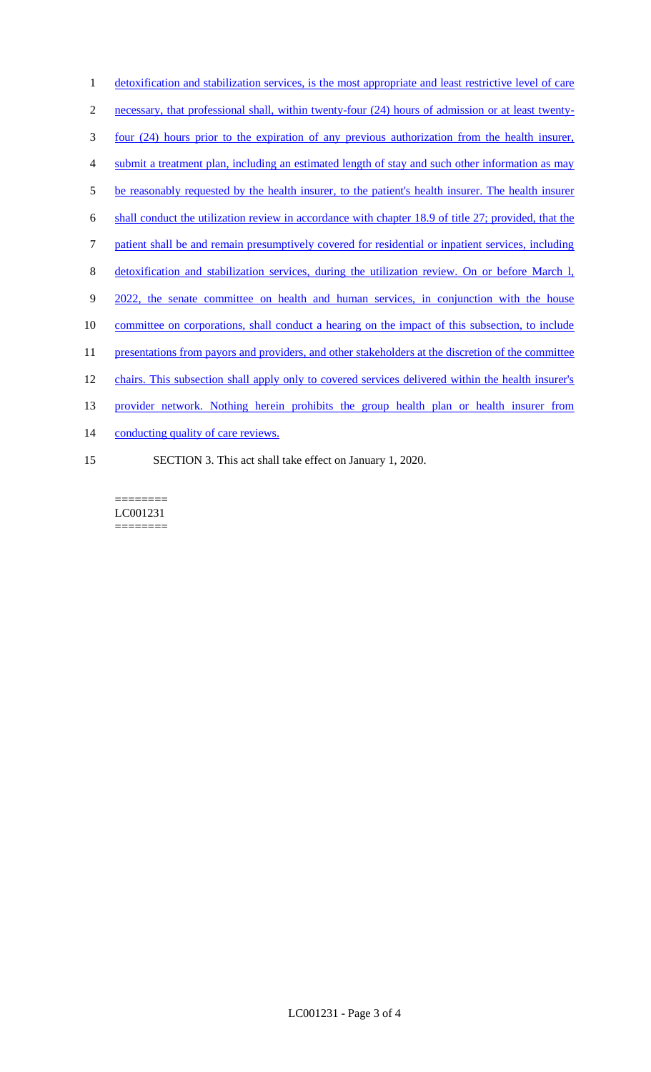detoxification and stabilization services, is the most appropriate and least restrictive level of care necessary, that professional shall, within twenty-four (24) hours of admission or at least twenty-four (24) hours prior to the expiration of any previous authorization from the health insurer, submit a treatment plan, including an estimated length of stay and such other information as may be reasonably requested by the health insurer, to the patient's health insurer. The health insurer shall conduct the utilization review in accordance with chapter 18.9 of title 27; provided, that the patient shall be and remain presumptively covered for residential or inpatient services, including detoxification and stabilization services, during the utilization review. On or before March l, 2022, the senate committee on health and human services, in conjunction with the house committee on corporations, shall conduct a hearing on the impact of this subsection, to include presentations from payors and providers, and other stakeholders at the discretion of the committee chairs. This subsection shall apply only to covered services delivered within the health insurer's provider network. Nothing herein prohibits the group health plan or health insurer from conducting quality of care reviews.

SECTION 3. This act shall take effect on January 1, 2020.

========
LC001231
========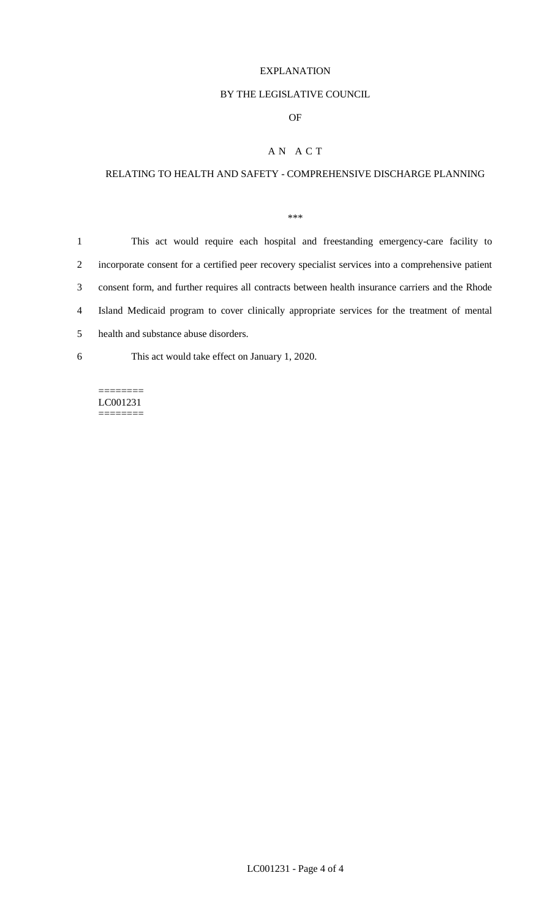EXPLANATION

BY THE LEGISLATIVE COUNCIL

OF

A N A C T

RELATING TO HEALTH AND SAFETY - COMPREHENSIVE DISCHARGE PLANNING

\*\*\*

This act would require each hospital and freestanding emergency-care facility to incorporate consent for a certified peer recovery specialist services into a comprehensive patient consent form, and further requires all contracts between health insurance carriers and the Rhode Island Medicaid program to cover clinically appropriate services for the treatment of mental health and substance abuse disorders.

This act would take effect on January 1, 2020.

========
LC001231
========